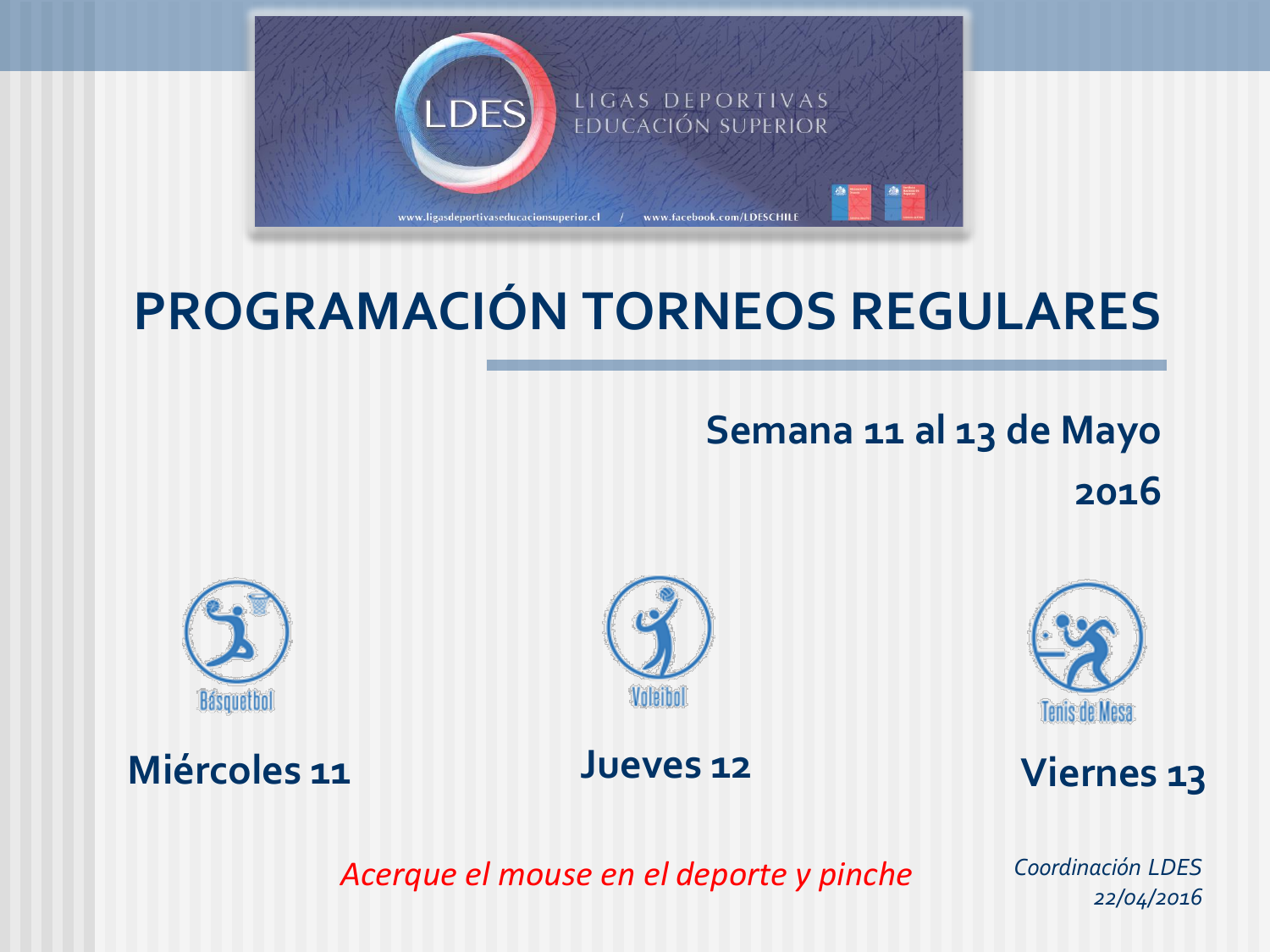LDES

LIGAS DEPORTIVAS EDUCACIÓN SUPERIOR

www.ligasdeportivaseducacionsuperior.cl / www.facebook.com/LDESCHILE

# PROGRAMACIÓN TORNEOS REGULARES

## Semana 11 al 13 de Mayo 2016

Básquetbol

**Miércoles 11**

Voleibol

**Jueves 12**

Tenis de Mesa

**Viernes 13**

*Acerque el mouse en el deporte y pinche*

*Coordinación LDES*
*22/04/2016*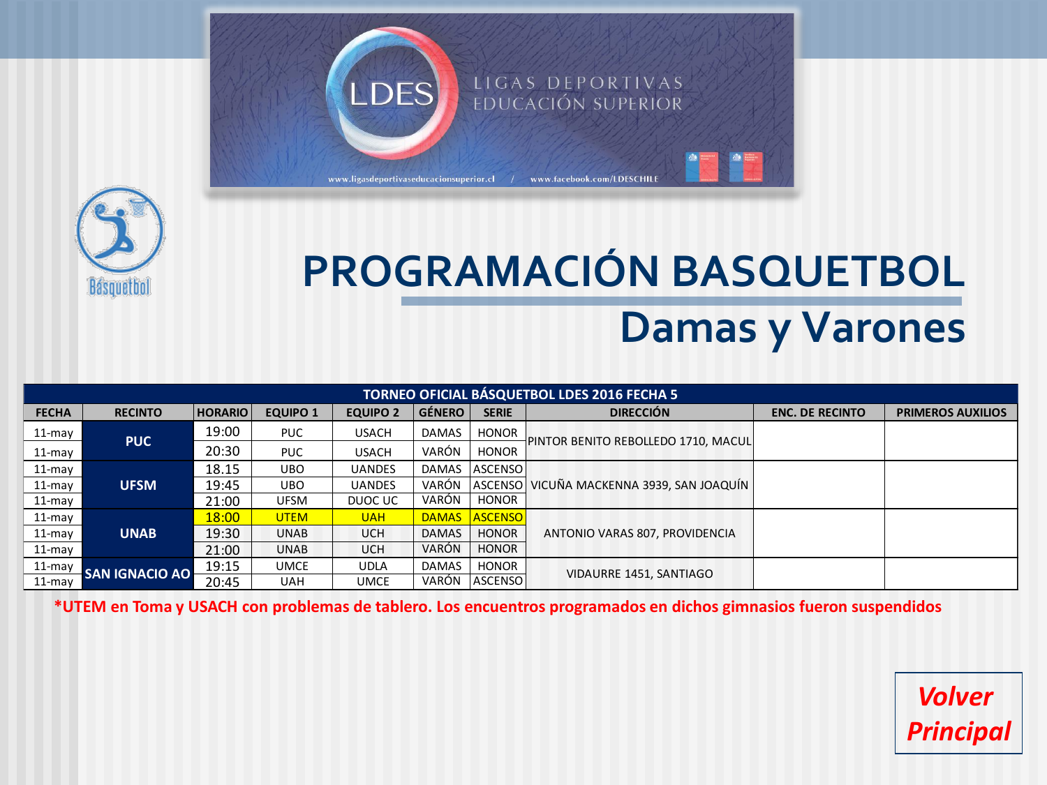LIGAS DEPORTIVAS EDUCACIÓN SUPERIOR

www.ligasdeportivaseducacionsuperior.cl / www.facebook.com/LDESCHILE

# PROGRAMACIÓN BASQUETBOL

## Damas y Varones

| TORNEO OFICIAL BÁSQUETBOL LDES 2016 FECHA 5 | | | | | | | | | |
|---|---|---|---|---|---|---|---|---|---|
| FECHA | RECINTO | HORARIO | EQUIPO 1 | EQUIPO 2 | GÉNERO | SERIE | DIRECCIÓN | ENC. DE RECINTO | PRIMEROS AUXILIOS |
| 11-may | PUC | 19:00 | PUC | USACH | DAMAS | HONOR | PINTOR BENITO REBOLLEDO 1710, MACUL | | |
| 11-may | PUC | 20:30 | PUC | USACH | VARÓN | HONOR | PINTOR BENITO REBOLLEDO 1710, MACUL | | |
| 11-may | UFSM | 18.15 | UBO | UANDES | DAMAS | ASCENSO | VICUÑA MACKENNA 3939, SAN JOAQUÍN | | |
| 11-may | UFSM | 19:45 | UBO | UANDES | VARÓN | ASCENSO | VICUÑA MACKENNA 3939, SAN JOAQUÍN | | |
| 11-may | UFSM | 21:00 | UFSM | DUOC UC | VARÓN | HONOR | VICUÑA MACKENNA 3939, SAN JOAQUÍN | | |
| 11-may | UNAB | 18:00 | UTEM | UAH | DAMAS | ASCENSO | ANTONIO VARAS 807, PROVIDENCIA | | |
| 11-may | UNAB | 19:30 | UNAB | UCH | DAMAS | HONOR | ANTONIO VARAS 807, PROVIDENCIA | | |
| 11-may | UNAB | 21:00 | UNAB | UCH | VARÓN | HONOR | ANTONIO VARAS 807, PROVIDENCIA | | |
| 11-may | SAN IGNACIO AO | 19:15 | UMCE | UDLA | DAMAS | HONOR | VIDAURRE 1451, SANTIAGO | | |
| 11-may | SAN IGNACIO AO | 20:45 | UAH | UMCE | VARÓN | ASCENSO | VIDAURRE 1451, SANTIAGO | | |

**\*UTEM en Toma y USACH con problemas de tablero. Los encuentros programados en dichos gimnasios fueron suspendidos**

***Volver Principal***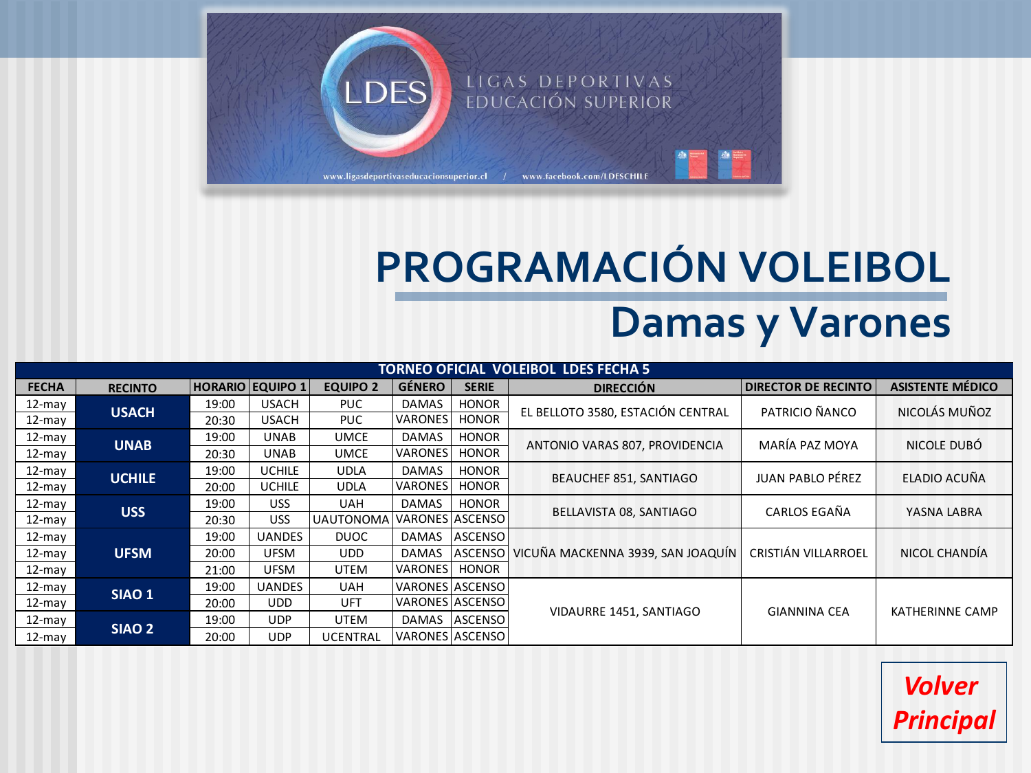LIGAS DEPORTIVAS EDUCACIÓN SUPERIOR

www.ligasdeportivaseducacionsuperior.cl / www.facebook.com/LDESCHILE

# PROGRAMACIÓN VOLEIBOL

## Damas y Varones

| TORNEO OFICIAL VÓLEIBOL LDES FECHA 5 | | | | | | | | | |
|---|---|---|---|---|---|---|---|---|---|
| FECHA | RECINTO | HORARIO | EQUIPO 1 | EQUIPO 2 | GÉNERO | SERIE | DIRECCIÓN | DIRECTOR DE RECINTO | ASISTENTE MÉDICO |
| 12-may | USACH | 19:00 | USACH | PUC | DAMAS | HONOR | EL BELLOTO 3580, ESTACIÓN CENTRAL | PATRICIO ÑANCO | NICOLÁS MUÑOZ |
| 12-may | | 20:30 | USACH | PUC | VARONES | HONOR | | | |
| 12-may | UNAB | 19:00 | UNAB | UMCE | DAMAS | HONOR | ANTONIO VARAS 807, PROVIDENCIA | MARÍA PAZ MOYA | NICOLE DUBÓ |
| 12-may | | 20:30 | UNAB | UMCE | VARONES | HONOR | | | |
| 12-may | UCHILE | 19:00 | UCHILE | UDLA | DAMAS | HONOR | BEAUCHEF 851, SANTIAGO | JUAN PABLO PÉREZ | ELADIO ACUÑA |
| 12-may | | 20:00 | UCHILE | UDLA | VARONES | HONOR | | | |
| 12-may | USS | 19:00 | USS | UAH | DAMAS | HONOR | BELLAVISTA 08, SANTIAGO | CARLOS EGAÑA | YASNA LABRA |
| 12-may | | 20:30 | USS | UAUTONOMA | VARONES | ASCENSO | | | |
| 12-may | UFSM | 19:00 | UANDES | DUOC | DAMAS | ASCENSO | VICUÑA MACKENNA 3939, SAN JOAQUÍN | CRISTIÁN VILLARROEL | NICOL CHANDÍA |
| 12-may | | 20:00 | UFSM | UDD | DAMAS | ASCENSO | | | |
| 12-may | | 21:00 | UFSM | UTEM | VARONES | HONOR | | | |
| 12-may | SIAO 1 | 19:00 | UANDES | UAH | VARONES | ASCENSO | VIDAURRE 1451, SANTIAGO | GIANNINA CEA | KATHERINNE CAMP |
| 12-may | | 20:00 | UDD | UFT | VARONES | ASCENSO | | | |
| 12-may | SIAO 2 | 19:00 | UDP | UTEM | DAMAS | ASCENSO | | | |
| 12-may | | 20:00 | UDP | UCENTRAL | VARONES | ASCENSO | | | |

***Volver Principal***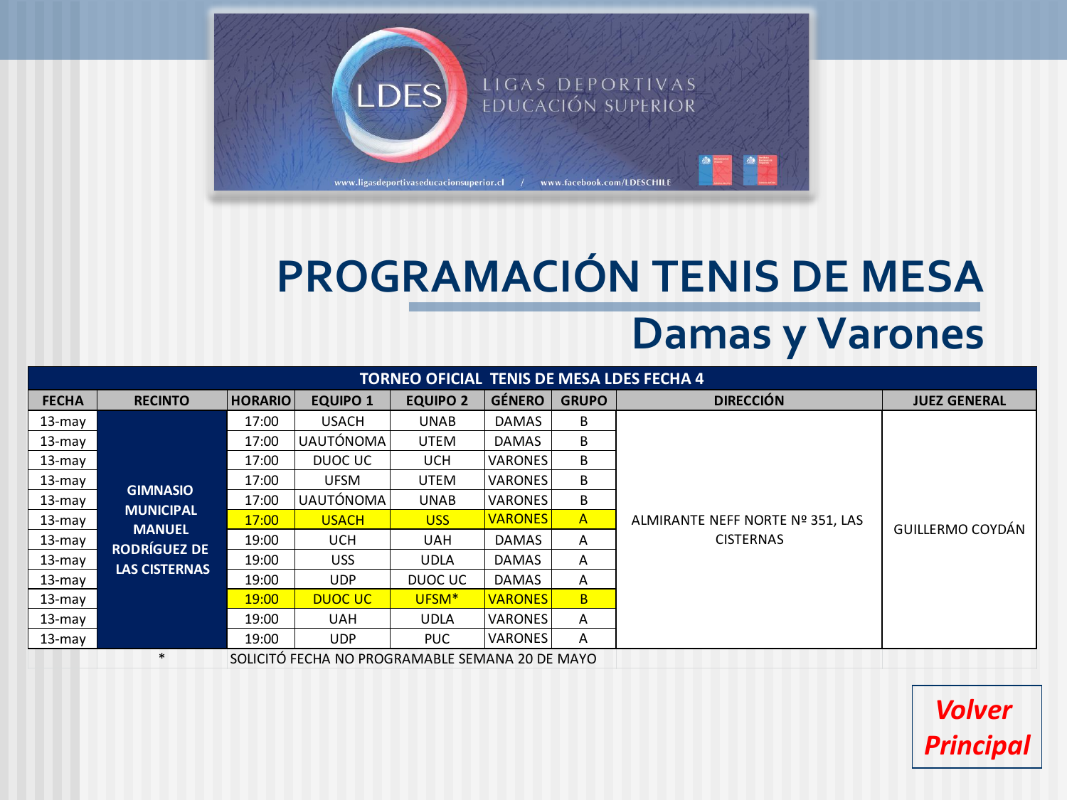LIGAS DEPORTIVAS EDUCACIÓN SUPERIOR

www.ligasdeportivaseducacionsuperior.cl / www.facebook.com/LDESCHILE

# PROGRAMACIÓN TENIS DE MESA

## Damas y Varones

**TORNEO OFICIAL TENIS DE MESA LDES FECHA 4**

| FECHA | RECINTO | HORARIO | EQUIPO 1 | EQUIPO 2 | GÉNERO | GRUPO | DIRECCIÓN | JUEZ GENERAL |
|---|---|---|---|---|---|---|---|---|
| 13-may | GIMNASIO MUNICIPAL MANUEL RODRÍGUEZ DE LAS CISTERNAS | 17:00 | USACH | UNAB | DAMAS | B | ALMIRANTE NEFF NORTE Nº 351, LAS CISTERNAS | GUILLERMO COYDÁN |
| 13-may | | 17:00 | UAUTÓNOMA | UTEM | DAMAS | B | | |
| 13-may | | 17:00 | DUOC UC | UCH | VARONES | B | | |
| 13-may | | 17:00 | UFSM | UTEM | VARONES | B | | |
| 13-may | | 17:00 | UAUTÓNOMA | UNAB | VARONES | B | | |
| 13-may | | 17:00 | USACH | USS | VARONES | A | | |
| 13-may | | 19:00 | UCH | UAH | DAMAS | A | | |
| 13-may | | 19:00 | USS | UDLA | DAMAS | A | | |
| 13-may | | 19:00 | UDP | DUOC UC | DAMAS | A | | |
| 13-may | | 19:00 | DUOC UC | UFSM* | VARONES | B | | |
| 13-may | | 19:00 | UAH | UDLA | VARONES | A | | |
| 13-may | | 19:00 | UDP | PUC | VARONES | A | | |
| | * | SOLICITÓ FECHA NO PROGRAMABLE SEMANA 20 DE MAYO | | | | | | |

***Volver Principal***